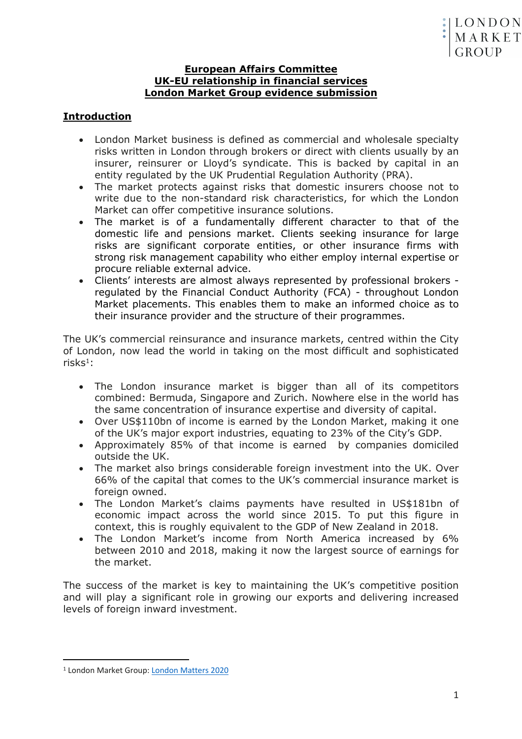**European Affairs Committee**
**UK-EU relationship in financial services**
**London Market Group evidence submission**

## Introduction

- London Market business is defined as commercial and wholesale specialty risks written in London through brokers or direct with clients usually by an insurer, reinsurer or Lloyd's syndicate. This is backed by capital in an entity regulated by the UK Prudential Regulation Authority (PRA).
- The market protects against risks that domestic insurers choose not to write due to the non-standard risk characteristics, for which the London Market can offer competitive insurance solutions.
- The market is of a fundamentally different character to that of the domestic life and pensions market. Clients seeking insurance for large risks are significant corporate entities, or other insurance firms with strong risk management capability who either employ internal expertise or procure reliable external advice.
- Clients' interests are almost always represented by professional brokers - regulated by the Financial Conduct Authority (FCA) - throughout London Market placements. This enables them to make an informed choice as to their insurance provider and the structure of their programmes.

The UK's commercial reinsurance and insurance markets, centred within the City of London, now lead the world in taking on the most difficult and sophisticated risks[1]:

- The London insurance market is bigger than all of its competitors combined: Bermuda, Singapore and Zurich. Nowhere else in the world has the same concentration of insurance expertise and diversity of capital.
- Over US$110bn of income is earned by the London Market, making it one of the UK's major export industries, equating to 23% of the City's GDP.
- Approximately 85% of that income is earned by companies domiciled outside the UK.
- The market also brings considerable foreign investment into the UK. Over 66% of the capital that comes to the UK's commercial insurance market is foreign owned.
- The London Market's claims payments have resulted in US$181bn of economic impact across the world since 2015. To put this figure in context, this is roughly equivalent to the GDP of New Zealand in 2018.
- The London Market's income from North America increased by 6% between 2010 and 2018, making it now the largest source of earnings for the market.

The success of the market is key to maintaining the UK's competitive position and will play a significant role in growing our exports and delivering increased levels of foreign inward investment.

[1] London Market Group: London Matters 2020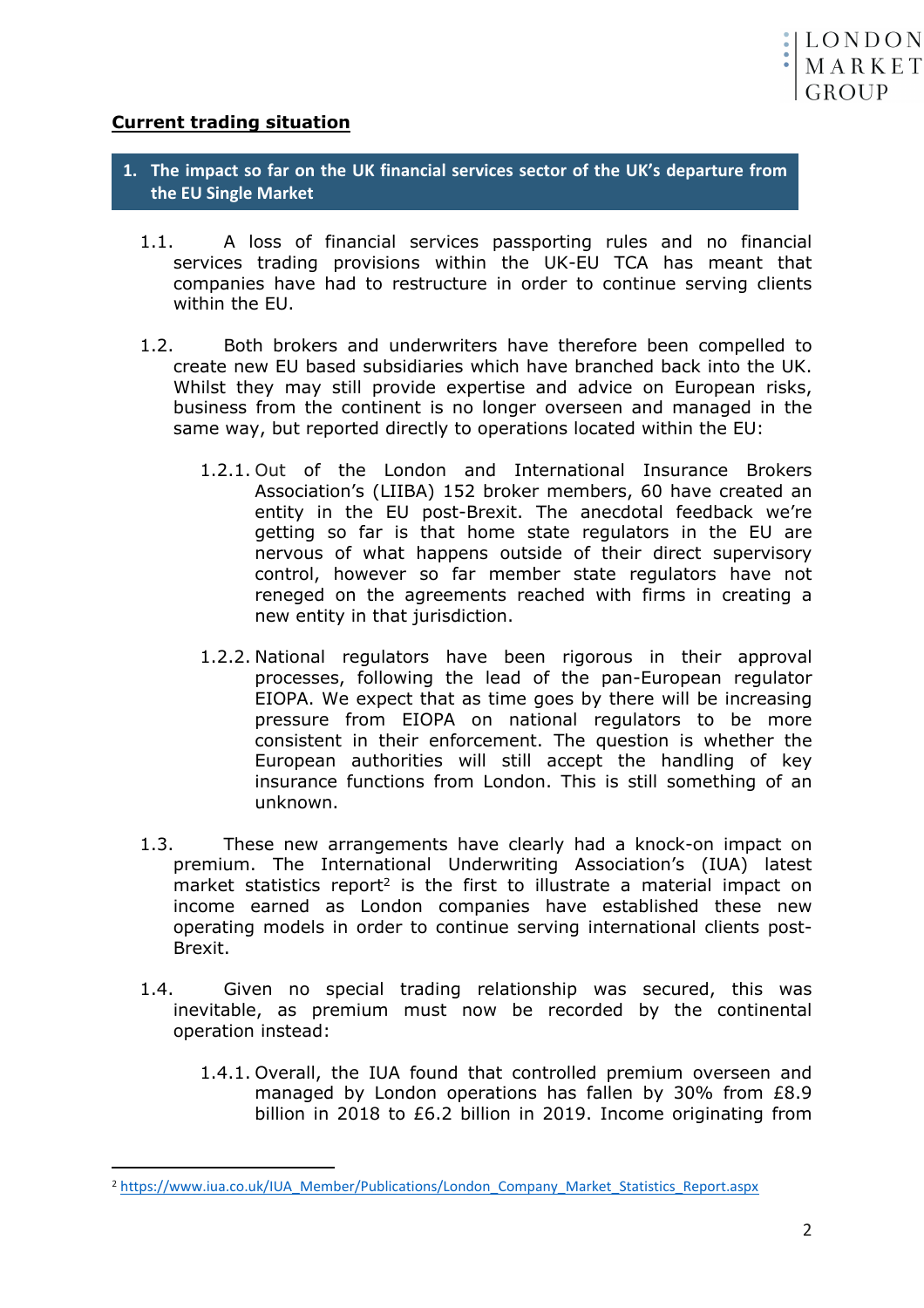**Current trading situation**

## 1. The impact so far on the UK financial services sector of the UK's departure from the EU Single Market

1.1. A loss of financial services passporting rules and no financial services trading provisions within the UK-EU TCA has meant that companies have had to restructure in order to continue serving clients within the EU.

1.2. Both brokers and underwriters have therefore been compelled to create new EU based subsidiaries which have branched back into the UK. Whilst they may still provide expertise and advice on European risks, business from the continent is no longer overseen and managed in the same way, but reported directly to operations located within the EU:

1.2.1. Out of the London and International Insurance Brokers Association's (LIIBA) 152 broker members, 60 have created an entity in the EU post-Brexit. The anecdotal feedback we're getting so far is that home state regulators in the EU are nervous of what happens outside of their direct supervisory control, however so far member state regulators have not reneged on the agreements reached with firms in creating a new entity in that jurisdiction.

1.2.2. National regulators have been rigorous in their approval processes, following the lead of the pan-European regulator EIOPA. We expect that as time goes by there will be increasing pressure from EIOPA on national regulators to be more consistent in their enforcement. The question is whether the European authorities will still accept the handling of key insurance functions from London. This is still something of an unknown.

1.3. These new arrangements have clearly had a knock-on impact on premium. The International Underwriting Association's (IUA) latest market statistics report[2] is the first to illustrate a material impact on income earned as London companies have established these new operating models in order to continue serving international clients post-Brexit.

1.4. Given no special trading relationship was secured, this was inevitable, as premium must now be recorded by the continental operation instead:

1.4.1. Overall, the IUA found that controlled premium overseen and managed by London operations has fallen by 30% from £8.9 billion in 2018 to £6.2 billion in 2019. Income originating from

---

[2] https://www.iua.co.uk/IUA_Member/Publications/London_Company_Market_Statistics_Report.aspx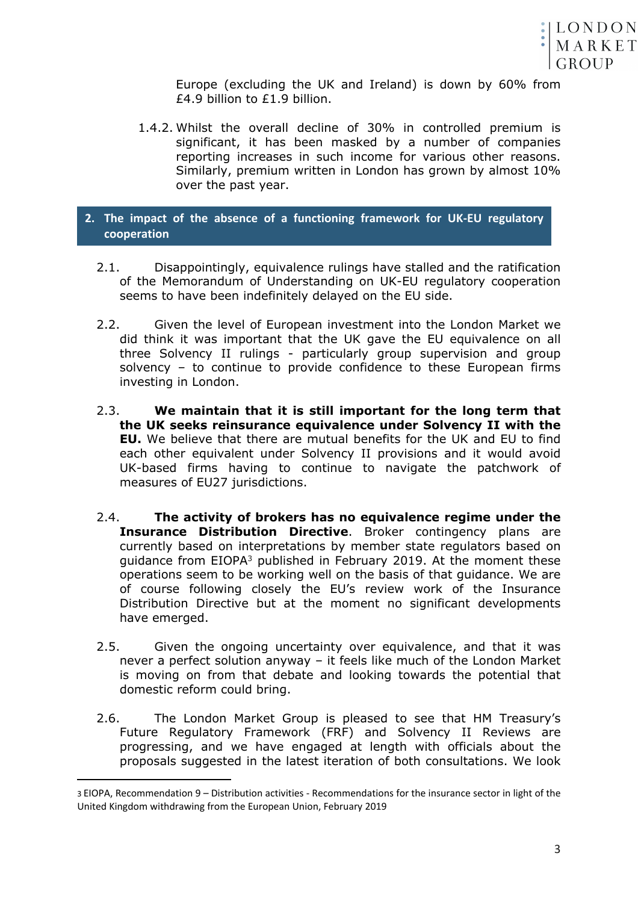Europe (excluding the UK and Ireland) is down by 60% from £4.9 billion to £1.9 billion.

1.4.2. Whilst the overall decline of 30% in controlled premium is significant, it has been masked by a number of companies reporting increases in such income for various other reasons. Similarly, premium written in London has grown by almost 10% over the past year.

## 2. The impact of the absence of a functioning framework for UK-EU regulatory cooperation

2.1. Disappointingly, equivalence rulings have stalled and the ratification of the Memorandum of Understanding on UK-EU regulatory cooperation seems to have been indefinitely delayed on the EU side.

2.2. Given the level of European investment into the London Market we did think it was important that the UK gave the EU equivalence on all three Solvency II rulings - particularly group supervision and group solvency – to continue to provide confidence to these European firms investing in London.

2.3. **We maintain that it is still important for the long term that the UK seeks reinsurance equivalence under Solvency II with the EU.** We believe that there are mutual benefits for the UK and EU to find each other equivalent under Solvency II provisions and it would avoid UK-based firms having to continue to navigate the patchwork of measures of EU27 jurisdictions.

2.4. **The activity of brokers has no equivalence regime under the Insurance Distribution Directive**. Broker contingency plans are currently based on interpretations by member state regulators based on guidance from EIOPA[3] published in February 2019. At the moment these operations seem to be working well on the basis of that guidance. We are of course following closely the EU's review work of the Insurance Distribution Directive but at the moment no significant developments have emerged.

2.5. Given the ongoing uncertainty over equivalence, and that it was never a perfect solution anyway – it feels like much of the London Market is moving on from that debate and looking towards the potential that domestic reform could bring.

2.6. The London Market Group is pleased to see that HM Treasury's Future Regulatory Framework (FRF) and Solvency II Reviews are progressing, and we have engaged at length with officials about the proposals suggested in the latest iteration of both consultations. We look

[3] EIOPA, Recommendation 9 – Distribution activities - Recommendations for the insurance sector in light of the United Kingdom withdrawing from the European Union, February 2019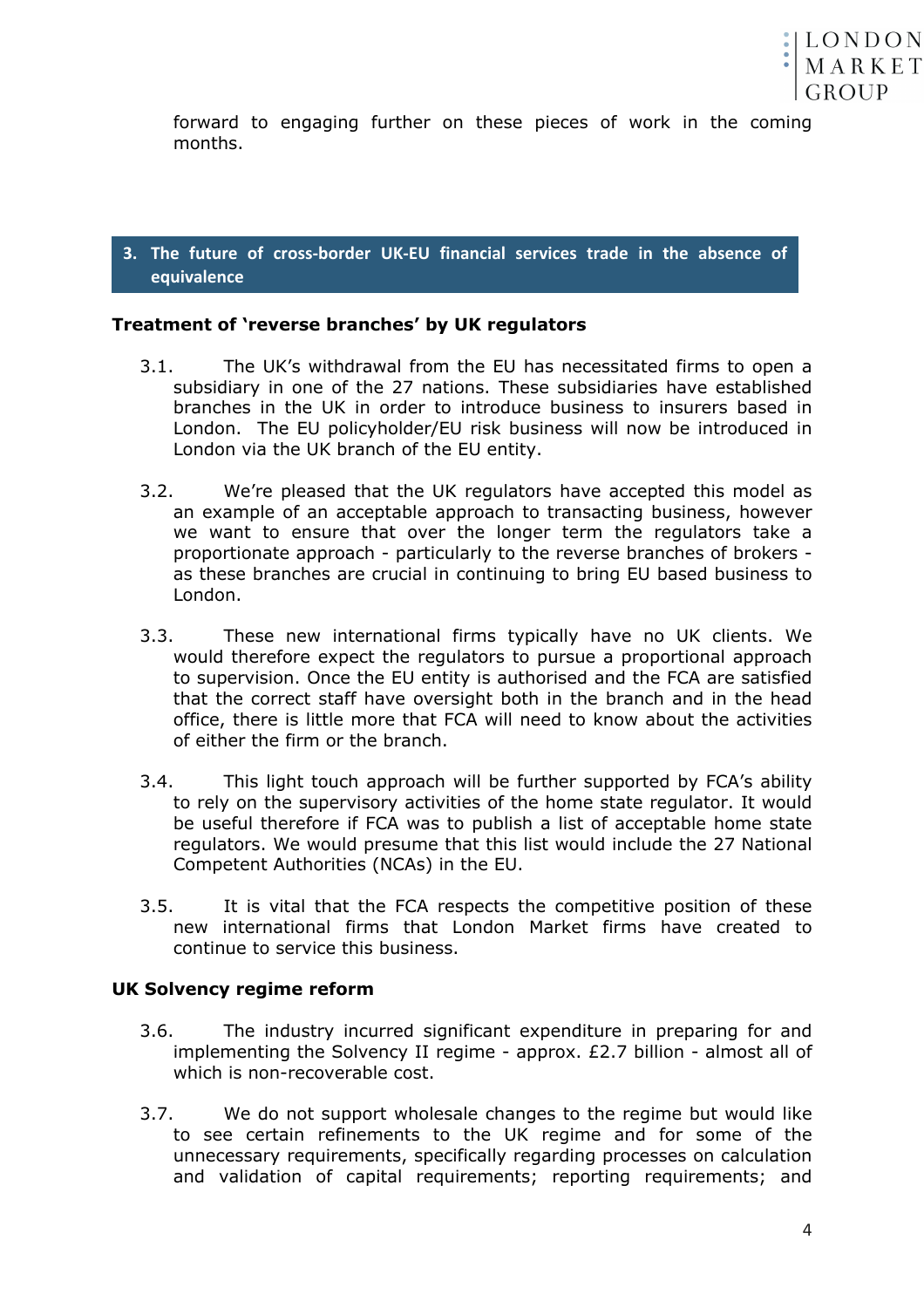forward to engaging further on these pieces of work in the coming months.

## 3. The future of cross-border UK-EU financial services trade in the absence of equivalence

**Treatment of 'reverse branches' by UK regulators**

3.1. The UK's withdrawal from the EU has necessitated firms to open a subsidiary in one of the 27 nations. These subsidiaries have established branches in the UK in order to introduce business to insurers based in London. The EU policyholder/EU risk business will now be introduced in London via the UK branch of the EU entity.

3.2. We're pleased that the UK regulators have accepted this model as an example of an acceptable approach to transacting business, however we want to ensure that over the longer term the regulators take a proportionate approach - particularly to the reverse branches of brokers - as these branches are crucial in continuing to bring EU based business to London.

3.3. These new international firms typically have no UK clients. We would therefore expect the regulators to pursue a proportional approach to supervision. Once the EU entity is authorised and the FCA are satisfied that the correct staff have oversight both in the branch and in the head office, there is little more that FCA will need to know about the activities of either the firm or the branch.

3.4. This light touch approach will be further supported by FCA's ability to rely on the supervisory activities of the home state regulator. It would be useful therefore if FCA was to publish a list of acceptable home state regulators. We would presume that this list would include the 27 National Competent Authorities (NCAs) in the EU.

3.5. It is vital that the FCA respects the competitive position of these new international firms that London Market firms have created to continue to service this business.

**UK Solvency regime reform**

3.6. The industry incurred significant expenditure in preparing for and implementing the Solvency II regime - approx. £2.7 billion - almost all of which is non-recoverable cost.

3.7. We do not support wholesale changes to the regime but would like to see certain refinements to the UK regime and for some of the unnecessary requirements, specifically regarding processes on calculation and validation of capital requirements; reporting requirements; and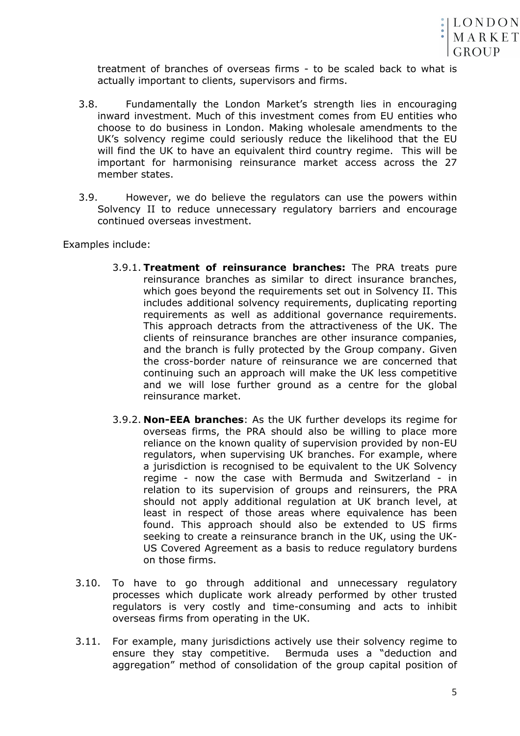treatment of branches of overseas firms - to be scaled back to what is actually important to clients, supervisors and firms.

3.8. Fundamentally the London Market's strength lies in encouraging inward investment. Much of this investment comes from EU entities who choose to do business in London. Making wholesale amendments to the UK's solvency regime could seriously reduce the likelihood that the EU will find the UK to have an equivalent third country regime. This will be important for harmonising reinsurance market access across the 27 member states.

3.9. However, we do believe the regulators can use the powers within Solvency II to reduce unnecessary regulatory barriers and encourage continued overseas investment.

Examples include:

3.9.1. **Treatment of reinsurance branches:** The PRA treats pure reinsurance branches as similar to direct insurance branches, which goes beyond the requirements set out in Solvency II. This includes additional solvency requirements, duplicating reporting requirements as well as additional governance requirements. This approach detracts from the attractiveness of the UK. The clients of reinsurance branches are other insurance companies, and the branch is fully protected by the Group company. Given the cross-border nature of reinsurance we are concerned that continuing such an approach will make the UK less competitive and we will lose further ground as a centre for the global reinsurance market.

3.9.2. **Non-EEA branches**: As the UK further develops its regime for overseas firms, the PRA should also be willing to place more reliance on the known quality of supervision provided by non-EU regulators, when supervising UK branches. For example, where a jurisdiction is recognised to be equivalent to the UK Solvency regime - now the case with Bermuda and Switzerland - in relation to its supervision of groups and reinsurers, the PRA should not apply additional regulation at UK branch level, at least in respect of those areas where equivalence has been found. This approach should also be extended to US firms seeking to create a reinsurance branch in the UK, using the UK-US Covered Agreement as a basis to reduce regulatory burdens on those firms.

3.10. To have to go through additional and unnecessary regulatory processes which duplicate work already performed by other trusted regulators is very costly and time-consuming and acts to inhibit overseas firms from operating in the UK.

3.11. For example, many jurisdictions actively use their solvency regime to ensure they stay competitive. Bermuda uses a "deduction and aggregation" method of consolidation of the group capital position of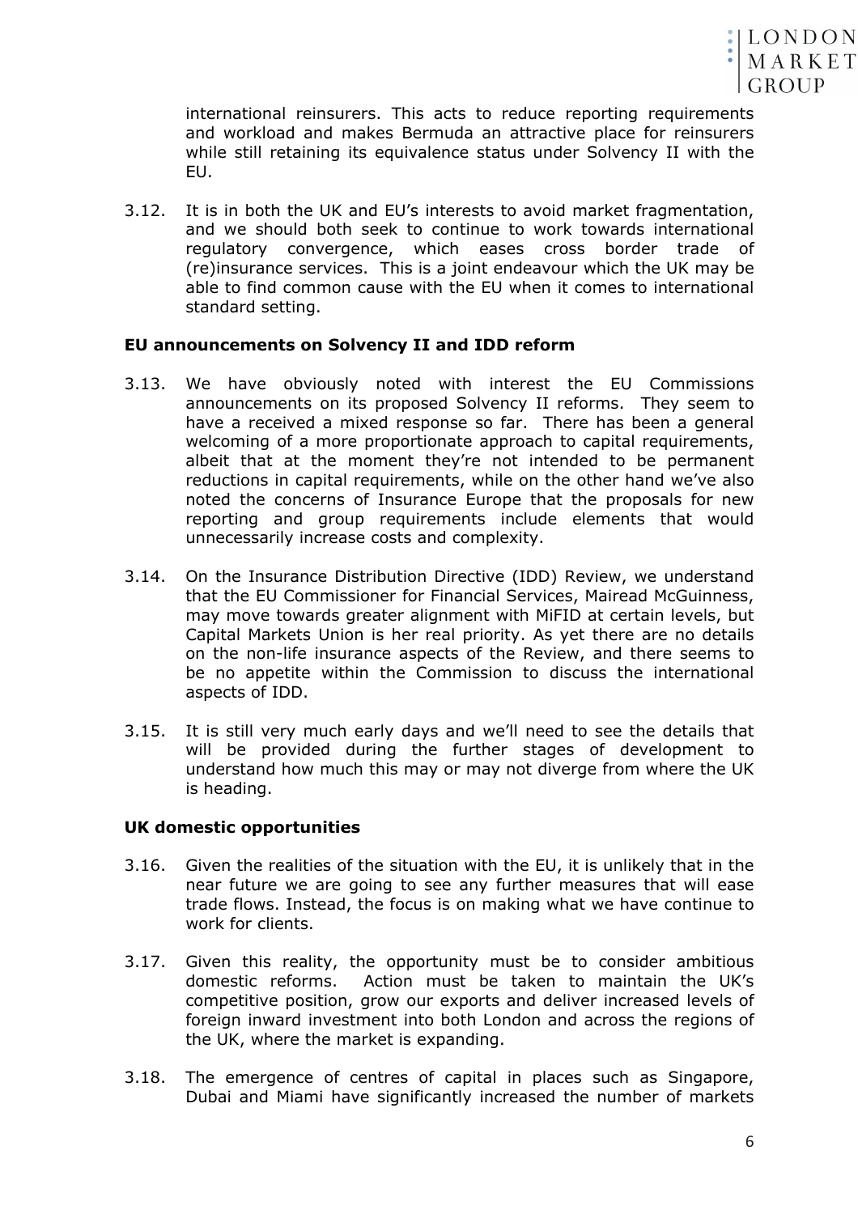international reinsurers. This acts to reduce reporting requirements and workload and makes Bermuda an attractive place for reinsurers while still retaining its equivalence status under Solvency II with the EU.

3.12. It is in both the UK and EU's interests to avoid market fragmentation, and we should both seek to continue to work towards international regulatory convergence, which eases cross border trade of (re)insurance services. This is a joint endeavour which the UK may be able to find common cause with the EU when it comes to international standard setting.

**EU announcements on Solvency II and IDD reform**

3.13. We have obviously noted with interest the EU Commissions announcements on its proposed Solvency II reforms. They seem to have a received a mixed response so far. There has been a general welcoming of a more proportionate approach to capital requirements, albeit that at the moment they're not intended to be permanent reductions in capital requirements, while on the other hand we've also noted the concerns of Insurance Europe that the proposals for new reporting and group requirements include elements that would unnecessarily increase costs and complexity.

3.14. On the Insurance Distribution Directive (IDD) Review, we understand that the EU Commissioner for Financial Services, Mairead McGuinness, may move towards greater alignment with MiFID at certain levels, but Capital Markets Union is her real priority. As yet there are no details on the non-life insurance aspects of the Review, and there seems to be no appetite within the Commission to discuss the international aspects of IDD.

3.15. It is still very much early days and we'll need to see the details that will be provided during the further stages of development to understand how much this may or may not diverge from where the UK is heading.

**UK domestic opportunities**

3.16. Given the realities of the situation with the EU, it is unlikely that in the near future we are going to see any further measures that will ease trade flows. Instead, the focus is on making what we have continue to work for clients.

3.17. Given this reality, the opportunity must be to consider ambitious domestic reforms. Action must be taken to maintain the UK's competitive position, grow our exports and deliver increased levels of foreign inward investment into both London and across the regions of the UK, where the market is expanding.

3.18. The emergence of centres of capital in places such as Singapore, Dubai and Miami have significantly increased the number of markets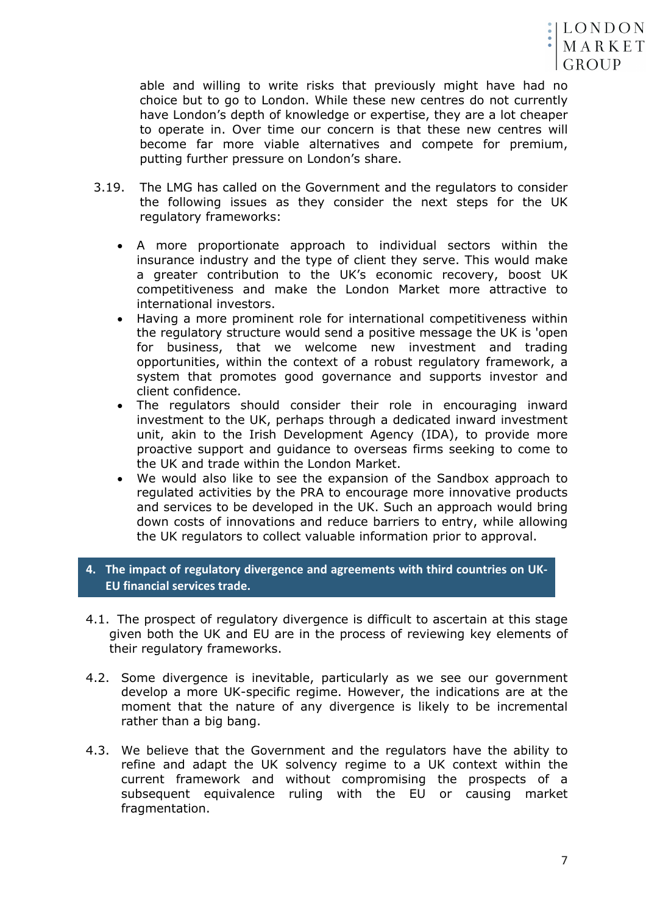able and willing to write risks that previously might have had no choice but to go to London. While these new centres do not currently have London's depth of knowledge or expertise, they are a lot cheaper to operate in. Over time our concern is that these new centres will become far more viable alternatives and compete for premium, putting further pressure on London's share.

3.19. The LMG has called on the Government and the regulators to consider the following issues as they consider the next steps for the UK regulatory frameworks:

- A more proportionate approach to individual sectors within the insurance industry and the type of client they serve. This would make a greater contribution to the UK's economic recovery, boost UK competitiveness and make the London Market more attractive to international investors.
- Having a more prominent role for international competitiveness within the regulatory structure would send a positive message the UK is 'open for business, that we welcome new investment and trading opportunities, within the context of a robust regulatory framework, a system that promotes good governance and supports investor and client confidence.
- The regulators should consider their role in encouraging inward investment to the UK, perhaps through a dedicated inward investment unit, akin to the Irish Development Agency (IDA), to provide more proactive support and guidance to overseas firms seeking to come to the UK and trade within the London Market.
- We would also like to see the expansion of the Sandbox approach to regulated activities by the PRA to encourage more innovative products and services to be developed in the UK. Such an approach would bring down costs of innovations and reduce barriers to entry, while allowing the UK regulators to collect valuable information prior to approval.

## 4. The impact of regulatory divergence and agreements with third countries on UK-EU financial services trade.

4.1. The prospect of regulatory divergence is difficult to ascertain at this stage given both the UK and EU are in the process of reviewing key elements of their regulatory frameworks.

4.2. Some divergence is inevitable, particularly as we see our government develop a more UK-specific regime. However, the indications are at the moment that the nature of any divergence is likely to be incremental rather than a big bang.

4.3. We believe that the Government and the regulators have the ability to refine and adapt the UK solvency regime to a UK context within the current framework and without compromising the prospects of a subsequent equivalence ruling with the EU or causing market fragmentation.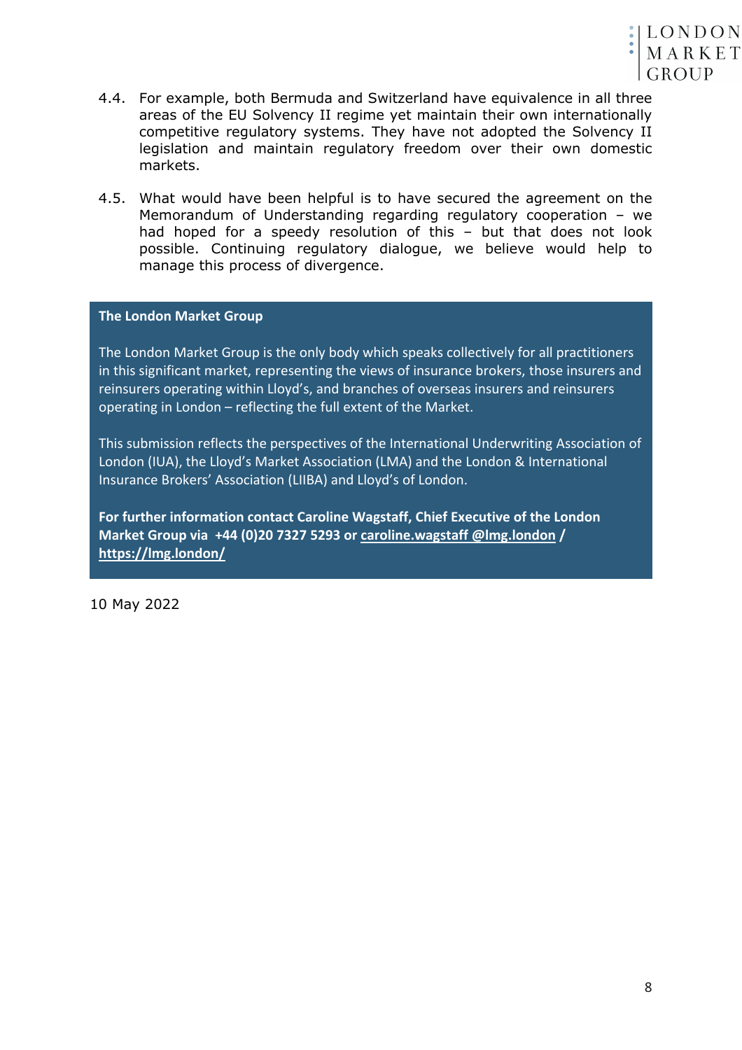4.4. For example, both Bermuda and Switzerland have equivalence in all three areas of the EU Solvency II regime yet maintain their own internationally competitive regulatory systems. They have not adopted the Solvency II legislation and maintain regulatory freedom over their own domestic markets.

4.5. What would have been helpful is to have secured the agreement on the Memorandum of Understanding regarding regulatory cooperation – we had hoped for a speedy resolution of this – but that does not look possible. Continuing regulatory dialogue, we believe would help to manage this process of divergence.

**The London Market Group**

The London Market Group is the only body which speaks collectively for all practitioners in this significant market, representing the views of insurance brokers, those insurers and reinsurers operating within Lloyd's, and branches of overseas insurers and reinsurers operating in London – reflecting the full extent of the Market.

This submission reflects the perspectives of the International Underwriting Association of London (IUA), the Lloyd's Market Association (LMA) and the London & International Insurance Brokers' Association (LIIBA) and Lloyd's of London.

**For further information contact Caroline Wagstaff, Chief Executive of the London Market Group via +44 (0)20 7327 5293 or caroline.wagstaff @lmg.london / https://lmg.london/**

10 May 2022